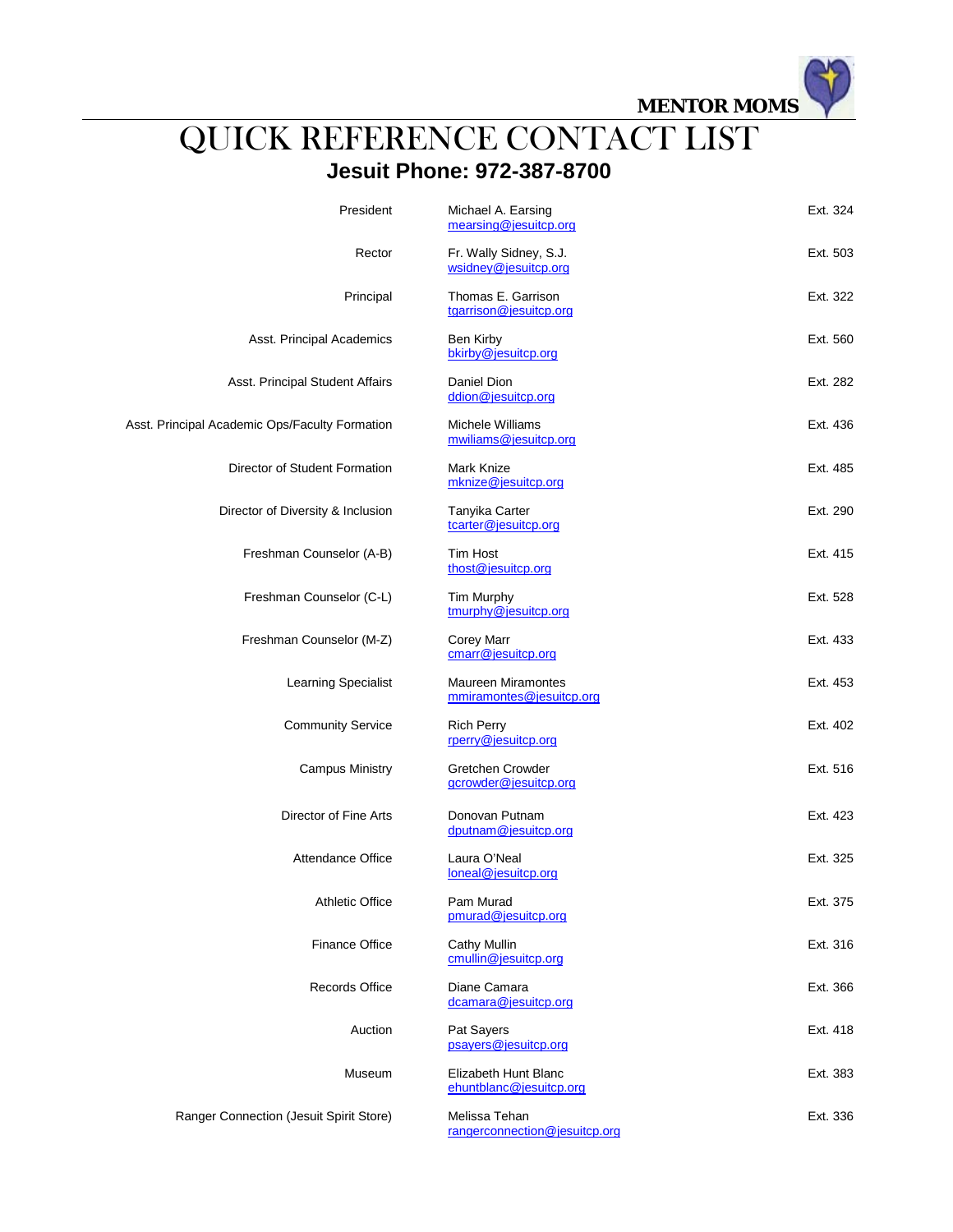**MENTOR MOMS**

# QUICK REFERENCE CONTACT LIST

## Jesuit Phone: 972-387-8700

| Position | Name / Email | Extension |
|---|---|---|
| President | Michael A. Earsing<br>mearsing@jesuitcp.org | Ext. 324 |
| Rector | Fr. Wally Sidney, S.J.<br>wsidney@jesuitcp.org | Ext. 503 |
| Principal | Thomas E. Garrison<br>tgarrison@jesuitcp.org | Ext. 322 |
| Asst. Principal Academics | Ben Kirby<br>bkirby@jesuitcp.org | Ext. 560 |
| Asst. Principal Student Affairs | Daniel Dion<br>ddion@jesuitcp.org | Ext. 282 |
| Asst. Principal Academic Ops/Faculty Formation | Michele Williams<br>mwiliams@jesuitcp.org | Ext. 436 |
| Director of Student Formation | Mark Knize<br>mknize@jesuitcp.org | Ext. 485 |
| Director of Diversity & Inclusion | Tanyika Carter<br>tcarter@jesuitcp.org | Ext. 290 |
| Freshman Counselor (A-B) | Tim Host<br>thost@jesuitcp.org | Ext. 415 |
| Freshman Counselor (C-L) | Tim Murphy<br>tmurphy@jesuitcp.org | Ext. 528 |
| Freshman Counselor (M-Z) | Corey Marr<br>cmarr@jesuitcp.org | Ext. 433 |
| Learning Specialist | Maureen Miramontes<br>mmiramontes@jesuitcp.org | Ext. 453 |
| Community Service | Rich Perry<br>rperry@jesuitcp.org | Ext. 402 |
| Campus Ministry | Gretchen Crowder<br>gcrowder@jesuitcp.org | Ext. 516 |
| Director of Fine Arts | Donovan Putnam<br>dputnam@jesuitcp.org | Ext. 423 |
| Attendance Office | Laura O'Neal<br>loneal@jesuitcp.org | Ext. 325 |
| Athletic Office | Pam Murad<br>pmurad@jesuitcp.org | Ext. 375 |
| Finance Office | Cathy Mullin<br>cmullin@jesuitcp.org | Ext. 316 |
| Records Office | Diane Camara<br>dcamara@jesuitcp.org | Ext. 366 |
| Auction | Pat Sayers<br>psayers@jesuitcp.org | Ext. 418 |
| Museum | Elizabeth Hunt Blanc<br>ehuntblanc@jesuitcp.org | Ext. 383 |
| Ranger Connection (Jesuit Spirit Store) | Melissa Tehan<br>rangerconnection@jesuitcp.org | Ext. 336 |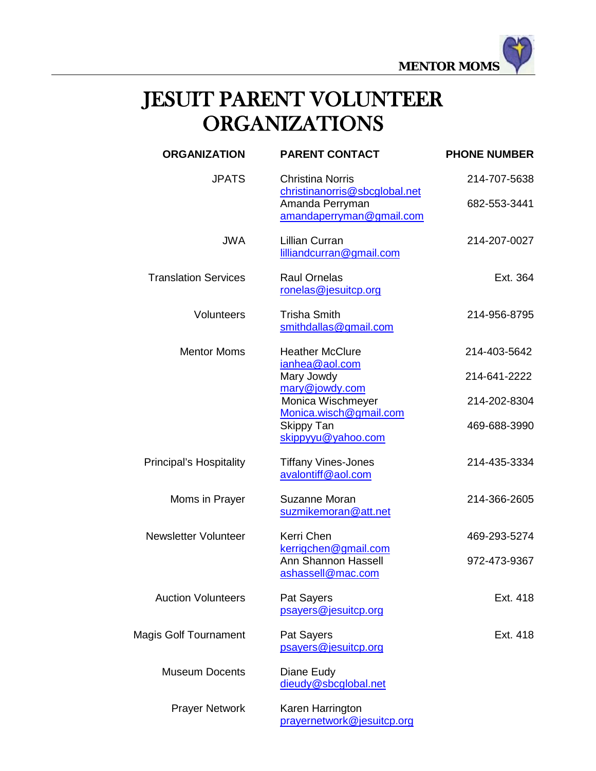# JESUIT PARENT VOLUNTEER ORGANIZATIONS

| ORGANIZATION | PARENT CONTACT | PHONE NUMBER |
|---|---|---|
| JPATS | Christina Norris<br>christinanorris@sbcglobal.net | 214-707-5638 |
| | Amanda Perryman<br>amandaperryman@gmail.com | 682-553-3441 |
| JWA | Lillian Curran<br>lilliandcurran@gmail.com | 214-207-0027 |
| Translation Services | Raul Ornelas<br>ronelas@jesuitcp.org | Ext. 364 |
| Volunteers | Trisha Smith<br>smithdallas@gmail.com | 214-956-8795 |
| Mentor Moms | Heather McClure<br>ianhea@aol.com | 214-403-5642 |
| | Mary Jowdy<br>mary@jowdy.com | 214-641-2222 |
| | Monica Wischmeyer<br>Monica.wisch@gmail.com | 214-202-8304 |
| | Skippy Tan<br>skippyyu@yahoo.com | 469-688-3990 |
| Principal's Hospitality | Tiffany Vines-Jones<br>avalontiff@aol.com | 214-435-3334 |
| Moms in Prayer | Suzanne Moran<br>suzmikemoran@att.net | 214-366-2605 |
| Newsletter Volunteer | Kerri Chen<br>kerrigchen@gmail.com | 469-293-5274 |
| | Ann Shannon Hassell<br>ashassell@mac.com | 972-473-9367 |
| Auction Volunteers | Pat Sayers<br>psayers@jesuitcp.org | Ext. 418 |
| Magis Golf Tournament | Pat Sayers<br>psayers@jesuitcp.org | Ext. 418 |
| Museum Docents | Diane Eudy<br>dieudy@sbcglobal.net | |
| Prayer Network | Karen Harrington<br>prayernetwork@jesuitcp.org | |